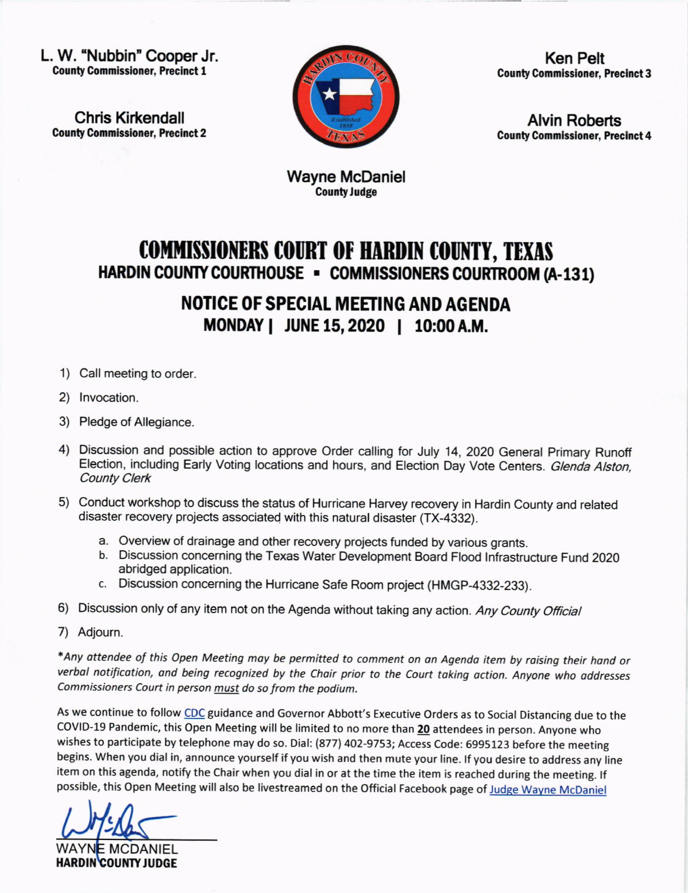**L. W. "Nubbin" Cooper Jr.**
**County Commissioner, Precinct 1**

**Chris Kirkendall**
**County Commissioner, Precinct 2**

**Ken Pelt**
**County Commissioner, Precinct 3**

**Alvin Roberts**
**County Commissioner, Precinct 4**

**Wayne McDaniel**
**County Judge**

# COMMISSIONERS COURT OF HARDIN COUNTY, TEXAS

## HARDIN COUNTY COURTHOUSE ▪ COMMISSIONERS COURTROOM (A-131)

## NOTICE OF SPECIAL MEETING AND AGENDA

## MONDAY | JUNE 15, 2020 | 10:00 A.M.

1) Call meeting to order.
2) Invocation.
3) Pledge of Allegiance.
4) Discussion and possible action to approve Order calling for July 14, 2020 General Primary Runoff Election, including Early Voting locations and hours, and Election Day Vote Centers. *Glenda Alston, County Clerk*
5) Conduct workshop to discuss the status of Hurricane Harvey recovery in Hardin County and related disaster recovery projects associated with this natural disaster (TX-4332).
   a. Overview of drainage and other recovery projects funded by various grants.
   b. Discussion concerning the Texas Water Development Board Flood Infrastructure Fund 2020 abridged application.
   c. Discussion concerning the Hurricane Safe Room project (HMGP-4332-233).
6) Discussion only of any item not on the Agenda without taking any action. *Any County Official*
7) Adjourn.

**Any attendee of this Open Meeting may be permitted to comment on an Agenda item by raising their hand or verbal notification, and being recognized by the Chair prior to the Court taking action. Anyone who addresses Commissioners Court in person must do so from the podium.*

As we continue to follow CDC guidance and Governor Abbott's Executive Orders as to Social Distancing due to the COVID-19 Pandemic, this Open Meeting will be limited to no more than **20** attendees in person. Anyone who wishes to participate by telephone may do so. Dial: (877) 402-9753; Access Code: 6995123 before the meeting begins. When you dial in, announce yourself if you wish and then mute your line. If you desire to address any line item on this agenda, notify the Chair when you dial in or at the time the item is reached during the meeting. If possible, this Open Meeting will also be livestreamed on the Official Facebook page of Judge Wayne McDaniel

WAYNE MCDANIEL
**HARDIN COUNTY JUDGE**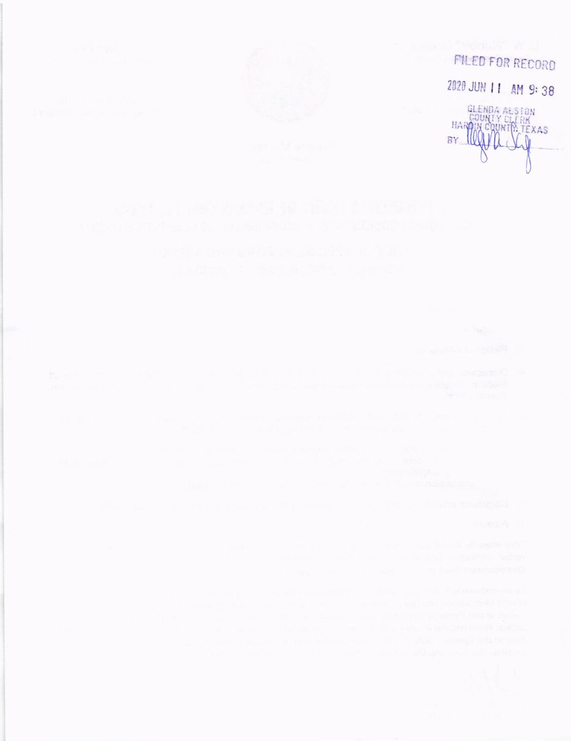FILED FOR RECORD

2020 JUN 11 AM 9:38

GLENDA ALSTON
COUNTY CLERK
HARDIN COUNTY, TEXAS

BY